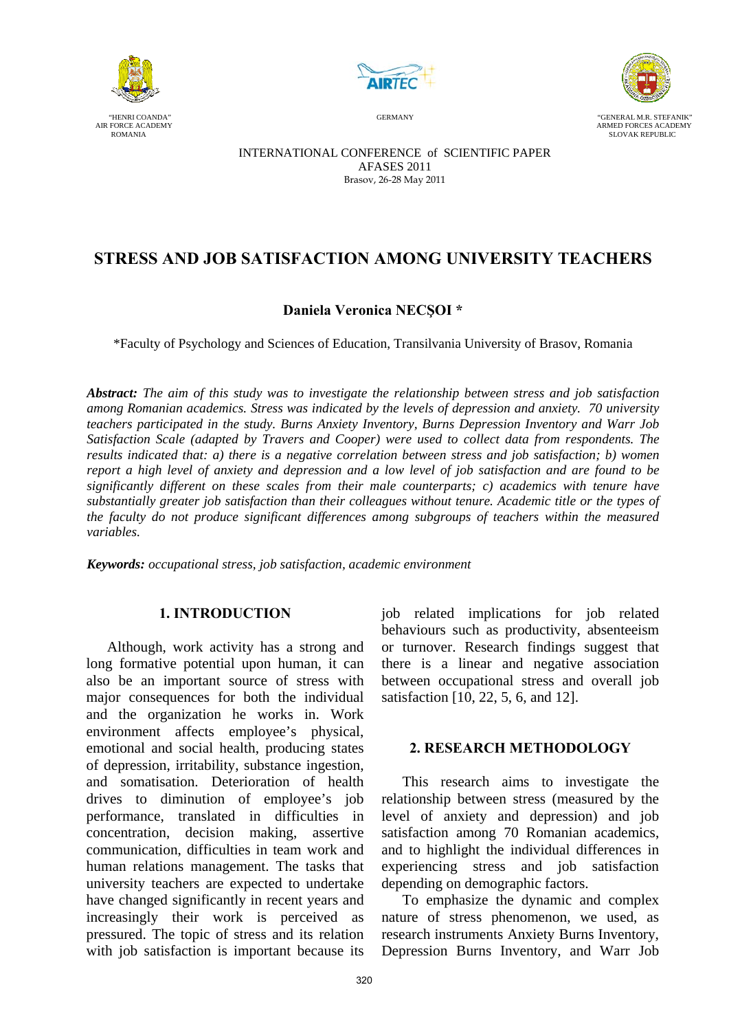"HENRI COANDA"
AIR FORCE ACADEMY
ROMANIA

GERMANY

"GENERAL M.R. STEFANIK"
ARMED FORCES ACADEMY
SLOVAK REPUBLIC

INTERNATIONAL CONFERENCE of SCIENTIFIC PAPER
AFASES 2011
Brasov, 26-28 May 2011

# STRESS AND JOB SATISFACTION AMONG UNIVERSITY TEACHERS

**Daniela Veronica NECŞOI \***

\*Faculty of Psychology and Sciences of Education, Transilvania University of Brasov, Romania

***Abstract:*** *The aim of this study was to investigate the relationship between stress and job satisfaction among Romanian academics. Stress was indicated by the levels of depression and anxiety. 70 university teachers participated in the study. Burns Anxiety Inventory, Burns Depression Inventory and Warr Job Satisfaction Scale (adapted by Travers and Cooper) were used to collect data from respondents. The results indicated that: a) there is a negative correlation between stress and job satisfaction; b) women report a high level of anxiety and depression and a low level of job satisfaction and are found to be significantly different on these scales from their male counterparts; c) academics with tenure have substantially greater job satisfaction than their colleagues without tenure. Academic title or the types of the faculty do not produce significant differences among subgroups of teachers within the measured variables.*

***Keywords:*** *occupational stress, job satisfaction, academic environment*

## 1. INTRODUCTION

Although, work activity has a strong and long formative potential upon human, it can also be an important source of stress with major consequences for both the individual and the organization he works in. Work environment affects employee's physical, emotional and social health, producing states of depression, irritability, substance ingestion, and somatisation. Deterioration of health drives to diminution of employee's job performance, translated in difficulties in concentration, decision making, assertive communication, difficulties in team work and human relations management. The tasks that university teachers are expected to undertake have changed significantly in recent years and increasingly their work is perceived as pressured. The topic of stress and its relation with job satisfaction is important because its job related implications for job related behaviours such as productivity, absenteeism or turnover. Research findings suggest that there is a linear and negative association between occupational stress and overall job satisfaction [10, 22, 5, 6, and 12].

## 2. RESEARCH METHODOLOGY

This research aims to investigate the relationship between stress (measured by the level of anxiety and depression) and job satisfaction among 70 Romanian academics, and to highlight the individual differences in experiencing stress and job satisfaction depending on demographic factors.

To emphasize the dynamic and complex nature of stress phenomenon, we used, as research instruments Anxiety Burns Inventory, Depression Burns Inventory, and Warr Job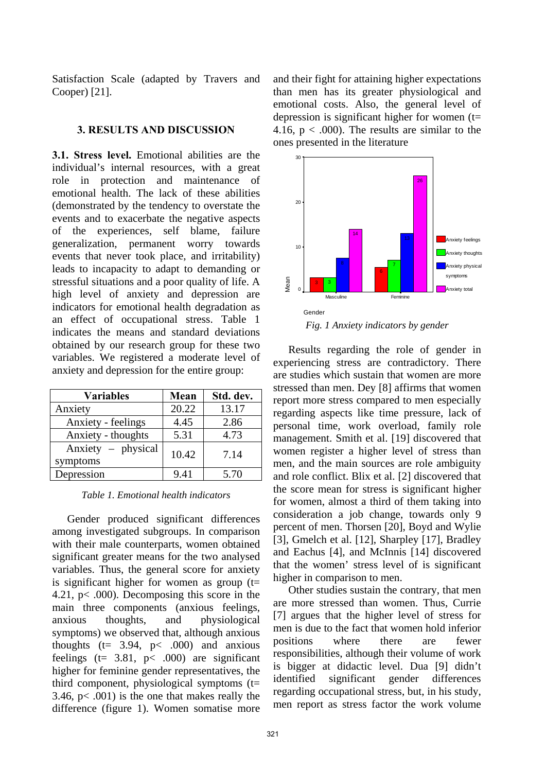Satisfaction Scale (adapted by Travers and Cooper) [21].

## 3. RESULTS AND DISCUSSION

**3.1. Stress level.** Emotional abilities are the individual's internal resources, with a great role in protection and maintenance of emotional health. The lack of these abilities (demonstrated by the tendency to overstate the events and to exacerbate the negative aspects of the experiences, self blame, failure generalization, permanent worry towards events that never took place, and irritability) leads to incapacity to adapt to demanding or stressful situations and a poor quality of life. A high level of anxiety and depression are indicators for emotional health degradation as an effect of occupational stress. Table 1 indicates the means and standard deviations obtained by our research group for these two variables. We registered a moderate level of anxiety and depression for the entire group:

| Variables | Mean | Std. dev. |
|---|---|---|
| Anxiety | 20.22 | 13.17 |
| Anxiety - feelings | 4.45 | 2.86 |
| Anxiety - thoughts | 5.31 | 4.73 |
| Anxiety – physical symptoms | 10.42 | 7.14 |
| Depression | 9.41 | 5.70 |

*Table 1. Emotional health indicators*

Gender produced significant differences among investigated subgroups. In comparison with their male counterparts, women obtained significant greater means for the two analysed variables. Thus, the general score for anxiety is significant higher for women as group ($t= 4.21$, $p< .000$). Decomposing this score in the main three components (anxious feelings, anxious thoughts, and physiological symptoms) we observed that, although anxious thoughts ($t= 3.94$, $p< .000$) and anxious feelings ($t= 3.81$, $p< .000$) are significant higher for feminine gender representatives, the third component, physiological symptoms ($t= 3.46$, $p< .001$) is the one that makes really the difference (figure 1). Women somatise more and their fight for attaining higher expectations than men has its greater physiological and emotional costs. Also, the general level of depression is significant higher for women ($t= 4.16$, $p < .000$). The results are similar to the ones presented in the literature

*Fig. 1 Anxiety indicators by gender*

Results regarding the role of gender in experiencing stress are contradictory. There are studies which sustain that women are more stressed than men. Dey [8] affirms that women report more stress compared to men especially regarding aspects like time pressure, lack of personal time, work overload, family role management. Smith et al. [19] discovered that women register a higher level of stress than men, and the main sources are role ambiguity and role conflict. Blix et al. [2] discovered that the score mean for stress is significant higher for women, almost a third of them taking into consideration a job change, towards only 9 percent of men. Thorsen [20], Boyd and Wylie [3], Gmelch et al. [12], Sharpley [17], Bradley and Eachus [4], and McInnis [14] discovered that the women' stress level of is significant higher in comparison to men.

Other studies sustain the contrary, that men are more stressed than women. Thus, Currie [7] argues that the higher level of stress for men is due to the fact that women hold inferior positions where there are fewer responsibilities, although their volume of work is bigger at didactic level. Dua [9] didn't identified significant gender differences regarding occupational stress, but, in his study, men report as stress factor the work volume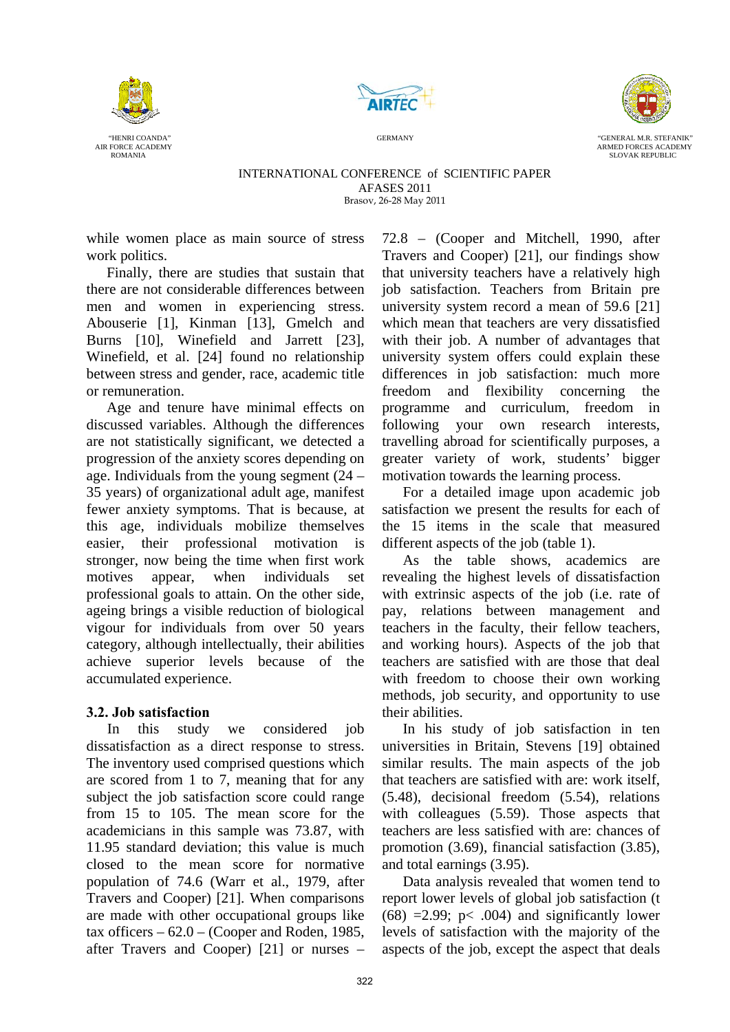while women place as main source of stress work politics.

Finally, there are studies that sustain that there are not considerable differences between men and women in experiencing stress. Abouserie [1], Kinman [13], Gmelch and Burns [10], Winefield and Jarrett [23], Winefield, et al. [24] found no relationship between stress and gender, race, academic title or remuneration.

Age and tenure have minimal effects on discussed variables. Although the differences are not statistically significant, we detected a progression of the anxiety scores depending on age. Individuals from the young segment (24 – 35 years) of organizational adult age, manifest fewer anxiety symptoms. That is because, at this age, individuals mobilize themselves easier, their professional motivation is stronger, now being the time when first work motives appear, when individuals set professional goals to attain. On the other side, ageing brings a visible reduction of biological vigour for individuals from over 50 years category, although intellectually, their abilities achieve superior levels because of the accumulated experience.

### 3.2. Job satisfaction

In this study we considered job dissatisfaction as a direct response to stress. The inventory used comprised questions which are scored from 1 to 7, meaning that for any subject the job satisfaction score could range from 15 to 105. The mean score for the academicians in this sample was 73.87, with 11.95 standard deviation; this value is much closed to the mean score for normative population of 74.6 (Warr et al., 1979, after Travers and Cooper) [21]. When comparisons are made with other occupational groups like tax officers – 62.0 – (Cooper and Roden, 1985, after Travers and Cooper) [21] or nurses – 72.8 – (Cooper and Mitchell, 1990, after Travers and Cooper) [21], our findings show that university teachers have a relatively high job satisfaction. Teachers from Britain pre university system record a mean of 59.6 [21] which mean that teachers are very dissatisfied with their job. A number of advantages that university system offers could explain these differences in job satisfaction: much more freedom and flexibility concerning the programme and curriculum, freedom in following your own research interests, travelling abroad for scientifically purposes, a greater variety of work, students' bigger motivation towards the learning process.

For a detailed image upon academic job satisfaction we present the results for each of the 15 items in the scale that measured different aspects of the job (table 1).

As the table shows, academics are revealing the highest levels of dissatisfaction with extrinsic aspects of the job (i.e. rate of pay, relations between management and teachers in the faculty, their fellow teachers, and working hours). Aspects of the job that teachers are satisfied with are those that deal with freedom to choose their own working methods, job security, and opportunity to use their abilities.

In his study of job satisfaction in ten universities in Britain, Stevens [19] obtained similar results. The main aspects of the job that teachers are satisfied with are: work itself, (5.48), decisional freedom (5.54), relations with colleagues (5.59). Those aspects that teachers are less satisfied with are: chances of promotion (3.69), financial satisfaction (3.85), and total earnings (3.95).

Data analysis revealed that women tend to report lower levels of global job satisfaction ($t(68) = 2.99$; $p < .004$) and significantly lower levels of satisfaction with the majority of the aspects of the job, except the aspect that deals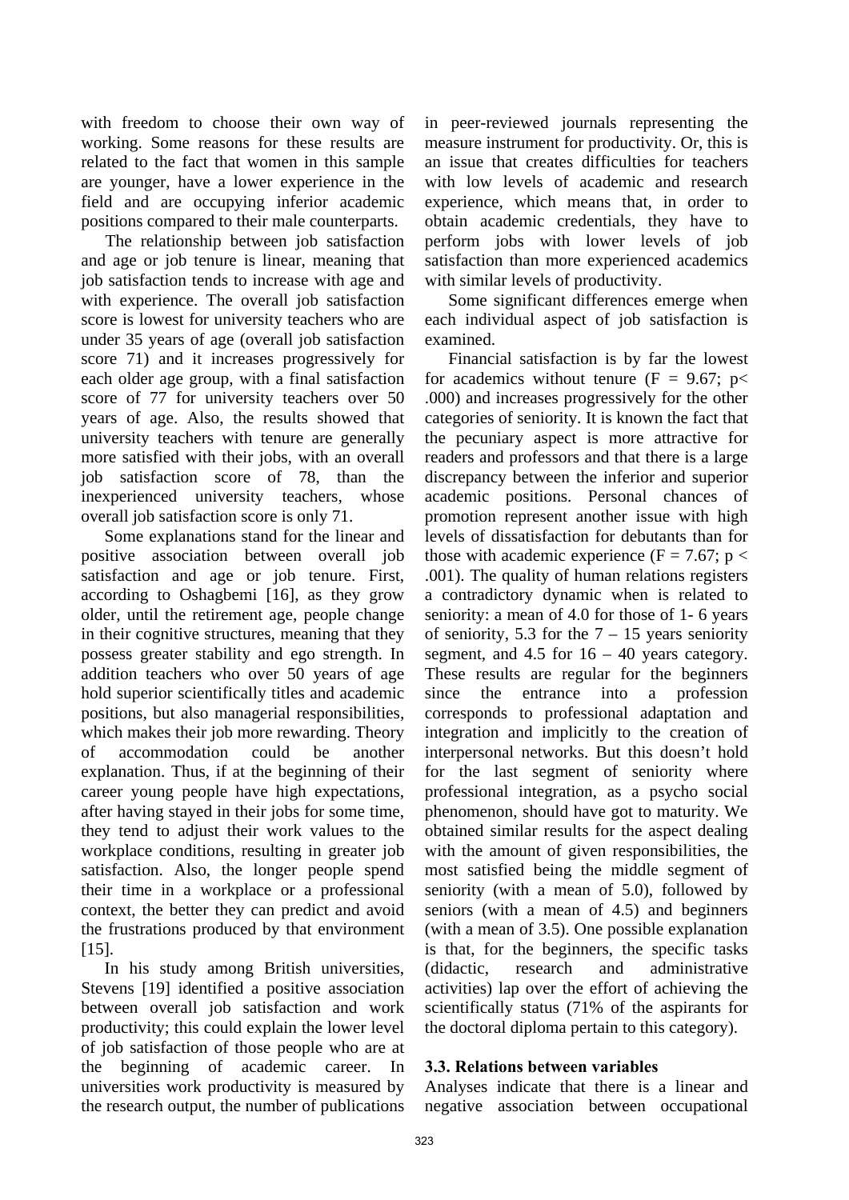with freedom to choose their own way of working. Some reasons for these results are related to the fact that women in this sample are younger, have a lower experience in the field and are occupying inferior academic positions compared to their male counterparts.

The relationship between job satisfaction and age or job tenure is linear, meaning that job satisfaction tends to increase with age and with experience. The overall job satisfaction score is lowest for university teachers who are under 35 years of age (overall job satisfaction score 71) and it increases progressively for each older age group, with a final satisfaction score of 77 for university teachers over 50 years of age. Also, the results showed that university teachers with tenure are generally more satisfied with their jobs, with an overall job satisfaction score of 78, than the inexperienced university teachers, whose overall job satisfaction score is only 71.

Some explanations stand for the linear and positive association between overall job satisfaction and age or job tenure. First, according to Oshagbemi [16], as they grow older, until the retirement age, people change in their cognitive structures, meaning that they possess greater stability and ego strength. In addition teachers who over 50 years of age hold superior scientifically titles and academic positions, but also managerial responsibilities, which makes their job more rewarding. Theory of accommodation could be another explanation. Thus, if at the beginning of their career young people have high expectations, after having stayed in their jobs for some time, they tend to adjust their work values to the workplace conditions, resulting in greater job satisfaction. Also, the longer people spend their time in a workplace or a professional context, the better they can predict and avoid the frustrations produced by that environment [15].

In his study among British universities, Stevens [19] identified a positive association between overall job satisfaction and work productivity; this could explain the lower level of job satisfaction of those people who are at the beginning of academic career. In universities work productivity is measured by the research output, the number of publications in peer-reviewed journals representing the measure instrument for productivity. Or, this is an issue that creates difficulties for teachers with low levels of academic and research experience, which means that, in order to obtain academic credentials, they have to perform jobs with lower levels of job satisfaction than more experienced academics with similar levels of productivity.

Some significant differences emerge when each individual aspect of job satisfaction is examined.

Financial satisfaction is by far the lowest for academics without tenure ($F = 9.67$; $p < .000$) and increases progressively for the other categories of seniority. It is known the fact that the pecuniary aspect is more attractive for readers and professors and that there is a large discrepancy between the inferior and superior academic positions. Personal chances of promotion represent another issue with high levels of dissatisfaction for debutants than for those with academic experience ($F = 7.67$; $p < .001$). The quality of human relations registers a contradictory dynamic when is related to seniority: a mean of 4.0 for those of 1- 6 years of seniority, 5.3 for the 7 – 15 years seniority segment, and 4.5 for 16 – 40 years category. These results are regular for the beginners since the entrance into a profession corresponds to professional adaptation and integration and implicitly to the creation of interpersonal networks. But this doesn't hold for the last segment of seniority where professional integration, as a psycho social phenomenon, should have got to maturity. We obtained similar results for the aspect dealing with the amount of given responsibilities, the most satisfied being the middle segment of seniority (with a mean of 5.0), followed by seniors (with a mean of 4.5) and beginners (with a mean of 3.5). One possible explanation is that, for the beginners, the specific tasks (didactic, research and administrative activities) lap over the effort of achieving the scientifically status (71% of the aspirants for the doctoral diploma pertain to this category).

### 3.3. Relations between variables

Analyses indicate that there is a linear and negative association between occupational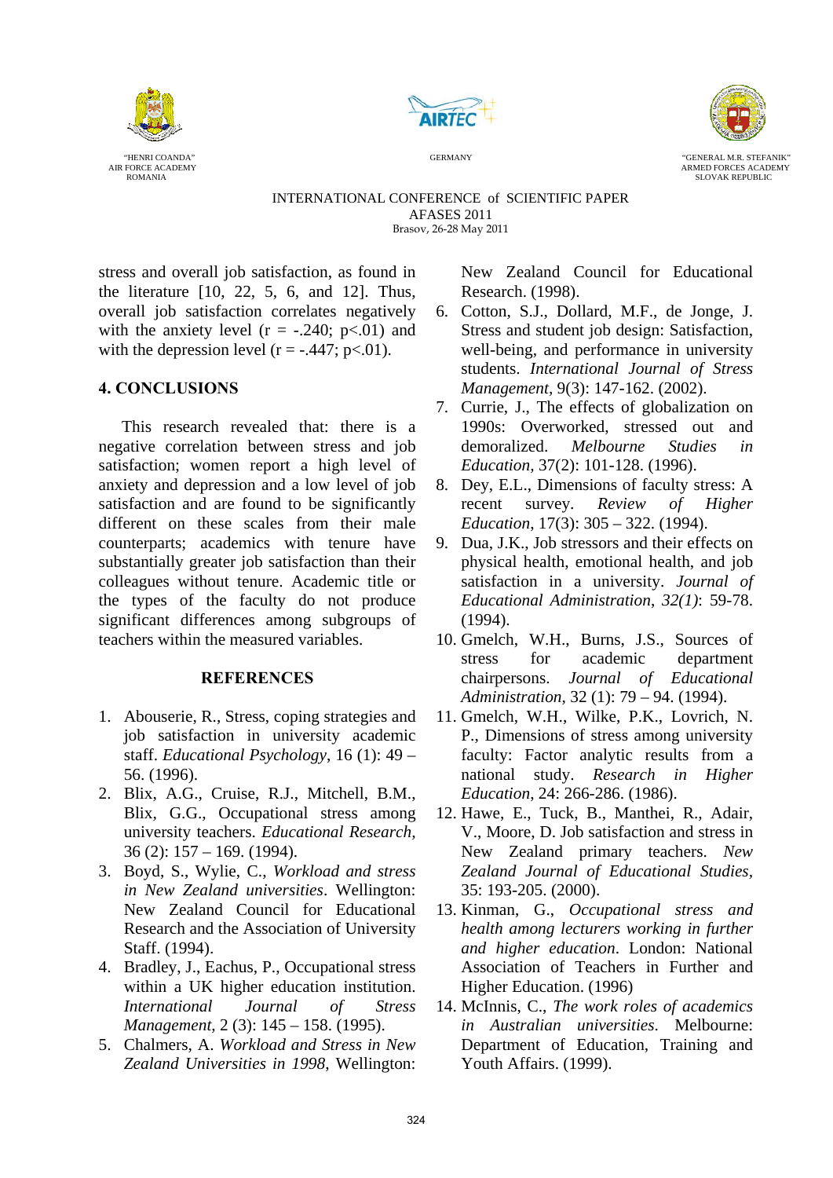stress and overall job satisfaction, as found in the literature [10, 22, 5, 6, and 12]. Thus, overall job satisfaction correlates negatively with the anxiety level ($r = -.240$; $p<.01$) and with the depression level ($r = -.447$; $p<.01$).

## 4. CONCLUSIONS

This research revealed that: there is a negative correlation between stress and job satisfaction; women report a high level of anxiety and depression and a low level of job satisfaction and are found to be significantly different on these scales from their male counterparts; academics with tenure have substantially greater job satisfaction than their colleagues without tenure. Academic title or the types of the faculty do not produce significant differences among subgroups of teachers within the measured variables.

## REFERENCES

1. Abouserie, R., Stress, coping strategies and job satisfaction in university academic staff. *Educational Psychology*, 16 (1): 49 – 56. (1996).
2. Blix, A.G., Cruise, R.J., Mitchell, B.M., Blix, G.G., Occupational stress among university teachers. *Educational Research,* 36 (2): 157 – 169. (1994).
3. Boyd, S., Wylie, C., *Workload and stress in New Zealand universities*. Wellington: New Zealand Council for Educational Research and the Association of University Staff. (1994).
4. Bradley, J., Eachus, P., Occupational stress within a UK higher education institution. *International Journal of Stress Management*, 2 (3): 145 – 158. (1995).
5. Chalmers, A. *Workload and Stress in New Zealand Universities in 1998*, Wellington: New Zealand Council for Educational Research. (1998).
6. Cotton, S.J., Dollard, M.F., de Jonge, J. Stress and student job design: Satisfaction, well-being, and performance in university students. *International Journal of Stress Management*, 9(3): 147-162. (2002).
7. Currie, J., The effects of globalization on 1990s: Overworked, stressed out and demoralized. *Melbourne Studies in Education*, 37(2): 101-128. (1996).
8. Dey, E.L., Dimensions of faculty stress: A recent survey. *Review of Higher Education*, 17(3): 305 – 322. (1994).
9. Dua, J.K., Job stressors and their effects on physical health, emotional health, and job satisfaction in a university. *Journal of Educational Administration*, *32(1)*: 59-78. (1994).
10. Gmelch, W.H., Burns, J.S., Sources of stress for academic department chairpersons. *Journal of Educational Administration*, 32 (1): 79 – 94. (1994).
11. Gmelch, W.H., Wilke, P.K., Lovrich, N. P., Dimensions of stress among university faculty: Factor analytic results from a national study. *Research in Higher Education*, 24: 266-286. (1986).
12. Hawe, E., Tuck, B., Manthei, R., Adair, V., Moore, D. Job satisfaction and stress in New Zealand primary teachers. *New Zealand Journal of Educational Studies*, 35: 193-205. (2000).
13. Kinman, G., *Occupational stress and health among lecturers working in further and higher education*. London: National Association of Teachers in Further and Higher Education. (1996)
14. McInnis, C., *The work roles of academics in Australian universities*. Melbourne: Department of Education, Training and Youth Affairs. (1999).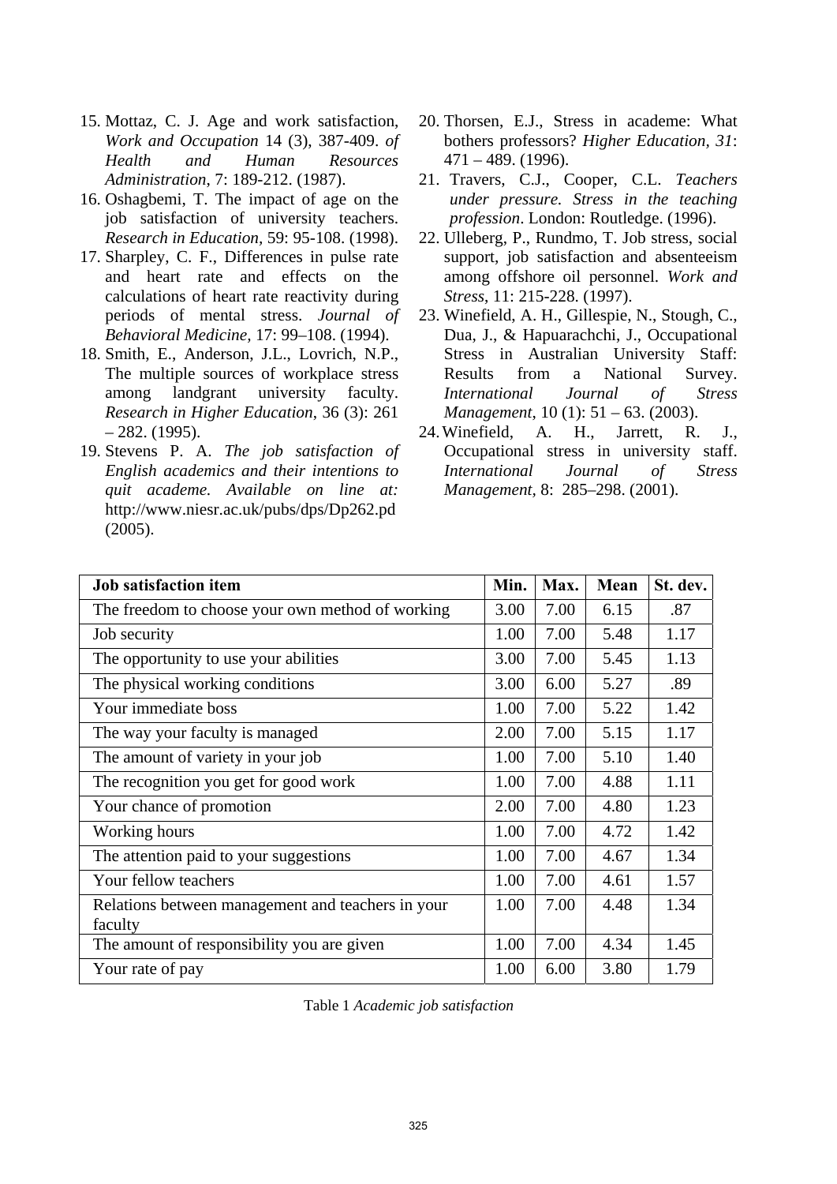15. Mottaz, C. J. Age and work satisfaction, *Work and Occupation* 14 (3), 387-409. *of Health and Human Resources Administration*, 7: 189-212. (1987).
16. Oshagbemi, T. The impact of age on the job satisfaction of university teachers. *Research in Education*, 59: 95-108. (1998).
17. Sharpley, C. F., Differences in pulse rate and heart rate and effects on the calculations of heart rate reactivity during periods of mental stress. *Journal of Behavioral Medicine*, 17: 99–108. (1994).
18. Smith, E., Anderson, J.L., Lovrich, N.P., The multiple sources of workplace stress among landgrant university faculty. *Research in Higher Education*, 36 (3): 261 – 282. (1995).
19. Stevens P. A. *The job satisfaction of English academics and their intentions to quit academe. Available on line at:* http://www.niesr.ac.uk/pubs/dps/Dp262.pd (2005).
20. Thorsen, E.J., Stress in academe: What bothers professors? *Higher Education, 31*: 471 – 489. (1996).
21. Travers, C.J., Cooper, C.L. *Teachers under pressure. Stress in the teaching profession*. London: Routledge. (1996).
22. Ulleberg, P., Rundmo, T. Job stress, social support, job satisfaction and absenteeism among offshore oil personnel. *Work and Stress*, 11: 215-228. (1997).
23. Winefield, A. H., Gillespie, N., Stough, C., Dua, J., & Hapuarachchi, J., Occupational Stress in Australian University Staff: Results from a National Survey. *International Journal of Stress Management*, 10 (1): 51 – 63. (2003).
24. Winefield, A. H., Jarrett, R. J., Occupational stress in university staff. *International Journal of Stress Management*, 8: 285–298. (2001).

| Job satisfaction item | Min. | Max. | Mean | St. dev. |
|---|---|---|---|---|
| The freedom to choose your own method of working | 3.00 | 7.00 | 6.15 | .87 |
| Job security | 1.00 | 7.00 | 5.48 | 1.17 |
| The opportunity to use your abilities | 3.00 | 7.00 | 5.45 | 1.13 |
| The physical working conditions | 3.00 | 6.00 | 5.27 | .89 |
| Your immediate boss | 1.00 | 7.00 | 5.22 | 1.42 |
| The way your faculty is managed | 2.00 | 7.00 | 5.15 | 1.17 |
| The amount of variety in your job | 1.00 | 7.00 | 5.10 | 1.40 |
| The recognition you get for good work | 1.00 | 7.00 | 4.88 | 1.11 |
| Your chance of promotion | 2.00 | 7.00 | 4.80 | 1.23 |
| Working hours | 1.00 | 7.00 | 4.72 | 1.42 |
| The attention paid to your suggestions | 1.00 | 7.00 | 4.67 | 1.34 |
| Your fellow teachers | 1.00 | 7.00 | 4.61 | 1.57 |
| Relations between management and teachers in your faculty | 1.00 | 7.00 | 4.48 | 1.34 |
| The amount of responsibility you are given | 1.00 | 7.00 | 4.34 | 1.45 |
| Your rate of pay | 1.00 | 6.00 | 3.80 | 1.79 |

Table 1 *Academic job satisfaction*